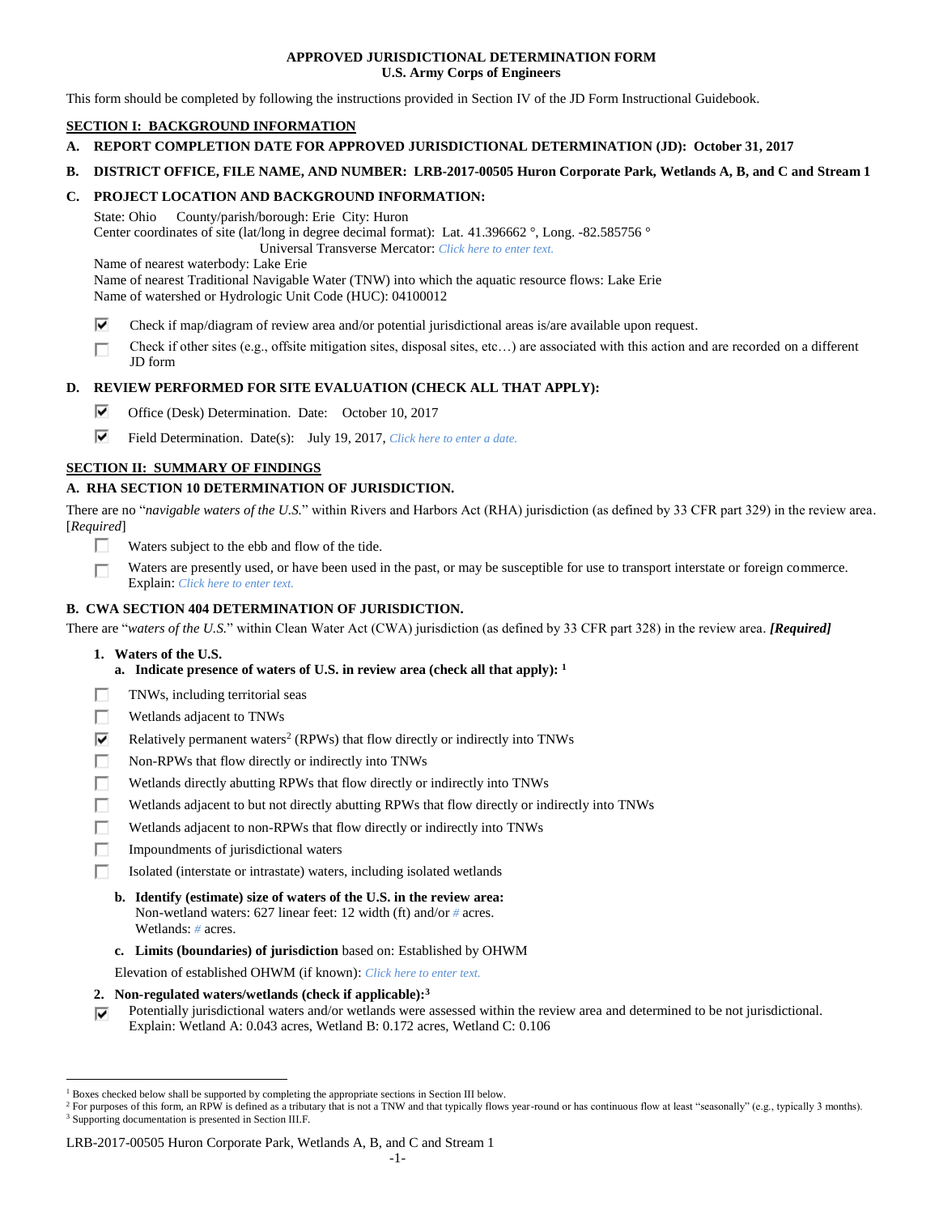**APPROVED JURISDICTIONAL DETERMINATION FORM**
**U.S. Army Corps of Engineers**

This form should be completed by following the instructions provided in Section IV of the JD Form Instructional Guidebook.

## SECTION I: BACKGROUND INFORMATION

**A. REPORT COMPLETION DATE FOR APPROVED JURISDICTIONAL DETERMINATION (JD): October 31, 2017**

**B. DISTRICT OFFICE, FILE NAME, AND NUMBER: LRB-2017-00505 Huron Corporate Park, Wetlands A, B, and C and Stream 1**

**C. PROJECT LOCATION AND BACKGROUND INFORMATION:**

State: Ohio County/parish/borough: Erie City: Huron
Center coordinates of site (lat/long in degree decimal format): Lat. 41.396662 °, Long. -82.585756 °
Universal Transverse Mercator: *Click here to enter text.*
Name of nearest waterbody: Lake Erie
Name of nearest Traditional Navigable Water (TNW) into which the aquatic resource flows: Lake Erie
Name of watershed or Hydrologic Unit Code (HUC): 04100012

- [x] Check if map/diagram of review area and/or potential jurisdictional areas is/are available upon request.
- [ ] Check if other sites (e.g., offsite mitigation sites, disposal sites, etc…) are associated with this action and are recorded on a different JD form

**D. REVIEW PERFORMED FOR SITE EVALUATION (CHECK ALL THAT APPLY):**

- [x] Office (Desk) Determination. Date: October 10, 2017
- [x] Field Determination. Date(s): July 19, 2017, *Click here to enter a date.*

## SECTION II: SUMMARY OF FINDINGS

**A. RHA SECTION 10 DETERMINATION OF JURISDICTION.**

There are no "*navigable waters of the U.S.*" within Rivers and Harbors Act (RHA) jurisdiction (as defined by 33 CFR part 329) in the review area. [*Required*]

- [ ] Waters subject to the ebb and flow of the tide.
- [ ] Waters are presently used, or have been used in the past, or may be susceptible for use to transport interstate or foreign commerce. Explain: *Click here to enter text.*

**B. CWA SECTION 404 DETERMINATION OF JURISDICTION.**

There are "*waters of the U.S.*" within Clean Water Act (CWA) jurisdiction (as defined by 33 CFR part 328) in the review area. ***[Required]***

**1. Waters of the U.S.**

**a. Indicate presence of waters of U.S. in review area (check all that apply): [1]**

- [ ] TNWs, including territorial seas
- [ ] Wetlands adjacent to TNWs
- [x] Relatively permanent waters[2] (RPWs) that flow directly or indirectly into TNWs
- [ ] Non-RPWs that flow directly or indirectly into TNWs
- [ ] Wetlands directly abutting RPWs that flow directly or indirectly into TNWs
- [ ] Wetlands adjacent to but not directly abutting RPWs that flow directly or indirectly into TNWs
- [ ] Wetlands adjacent to non-RPWs that flow directly or indirectly into TNWs
- [ ] Impoundments of jurisdictional waters
- [ ] Isolated (interstate or intrastate) waters, including isolated wetlands

**b. Identify (estimate) size of waters of the U.S. in the review area:**
Non-wetland waters: 627 linear feet: 12 width (ft) and/or *#* acres.
Wetlands: *#* acres.

**c. Limits (boundaries) of jurisdiction** based on: Established by OHWM

Elevation of established OHWM (if known): *Click here to enter text.*

**2. Non-regulated waters/wetlands (check if applicable):[3]**

- [x] Potentially jurisdictional waters and/or wetlands were assessed within the review area and determined to be not jurisdictional. Explain: Wetland A: 0.043 acres, Wetland B: 0.172 acres, Wetland C: 0.106

---

[1] Boxes checked below shall be supported by completing the appropriate sections in Section III below.
[2] For purposes of this form, an RPW is defined as a tributary that is not a TNW and that typically flows year-round or has continuous flow at least "seasonally" (e.g., typically 3 months).
[3] Supporting documentation is presented in Section III.F.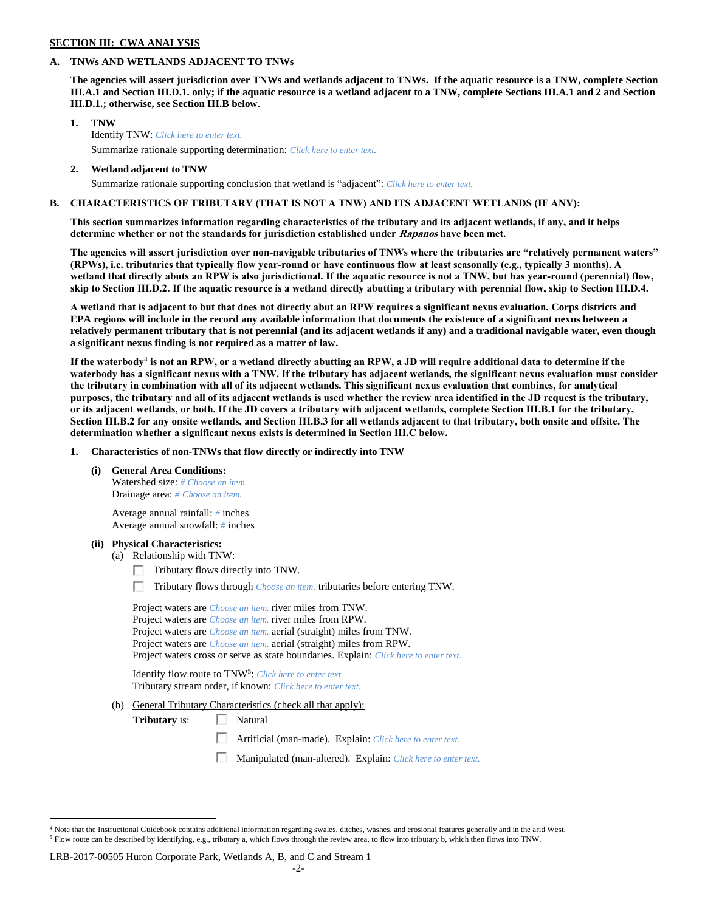**SECTION III: CWA ANALYSIS**

**A. TNWs AND WETLANDS ADJACENT TO TNWs**

**The agencies will assert jurisdiction over TNWs and wetlands adjacent to TNWs. If the aquatic resource is a TNW, complete Section III.A.1 and Section III.D.1. only; if the aquatic resource is a wetland adjacent to a TNW, complete Sections III.A.1 and 2 and Section III.D.1.; otherwise, see Section III.B below**.

1. **TNW**
   Identify TNW: *Click here to enter text.*
   Summarize rationale supporting determination: *Click here to enter text.*

2. **Wetland adjacent to TNW**
   Summarize rationale supporting conclusion that wetland is "adjacent": *Click here to enter text.*

**B. CHARACTERISTICS OF TRIBUTARY (THAT IS NOT A TNW) AND ITS ADJACENT WETLANDS (IF ANY):**

**This section summarizes information regarding characteristics of the tributary and its adjacent wetlands, if any, and it helps determine whether or not the standards for jurisdiction established under *Rapanos* have been met.**

**The agencies will assert jurisdiction over non-navigable tributaries of TNWs where the tributaries are "relatively permanent waters" (RPWs), i.e. tributaries that typically flow year-round or have continuous flow at least seasonally (e.g., typically 3 months). A wetland that directly abuts an RPW is also jurisdictional. If the aquatic resource is not a TNW, but has year-round (perennial) flow, skip to Section III.D.2. If the aquatic resource is a wetland directly abutting a tributary with perennial flow, skip to Section III.D.4.**

**A wetland that is adjacent to but that does not directly abut an RPW requires a significant nexus evaluation. Corps districts and EPA regions will include in the record any available information that documents the existence of a significant nexus between a relatively permanent tributary that is not perennial (and its adjacent wetlands if any) and a traditional navigable water, even though a significant nexus finding is not required as a matter of law.**

**If the waterbody[4] is not an RPW, or a wetland directly abutting an RPW, a JD will require additional data to determine if the waterbody has a significant nexus with a TNW. If the tributary has adjacent wetlands, the significant nexus evaluation must consider the tributary in combination with all of its adjacent wetlands. This significant nexus evaluation that combines, for analytical purposes, the tributary and all of its adjacent wetlands is used whether the review area identified in the JD request is the tributary, or its adjacent wetlands, or both. If the JD covers a tributary with adjacent wetlands, complete Section III.B.1 for the tributary, Section III.B.2 for any onsite wetlands, and Section III.B.3 for all wetlands adjacent to that tributary, both onsite and offsite. The determination whether a significant nexus exists is determined in Section III.C below.**

1. **Characteristics of non-TNWs that flow directly or indirectly into TNW**

   **(i) General Area Conditions:**
   Watershed size: *# Choose an item.*
   Drainage area: *# Choose an item.*

   Average annual rainfall: *#* inches
   Average annual snowfall: *#* inches

   **(ii) Physical Characteristics:**
   (a) Relationship with TNW:
   - ☐ Tributary flows directly into TNW.
   - ☐ Tributary flows through *Choose an item.* tributaries before entering TNW.

   Project waters are *Choose an item.* river miles from TNW.
   Project waters are *Choose an item.* river miles from RPW.
   Project waters are *Choose an item.* aerial (straight) miles from TNW.
   Project waters are *Choose an item.* aerial (straight) miles from RPW.
   Project waters cross or serve as state boundaries. Explain: *Click here to enter text.*

   Identify flow route to TNW[5]: *Click here to enter text.*
   Tributary stream order, if known: *Click here to enter text.*

   (b) General Tributary Characteristics (check all that apply):
   **Tributary** is:
   - ☐ Natural
   - ☐ Artificial (man-made). Explain: *Click here to enter text.*
   - ☐ Manipulated (man-altered). Explain: *Click here to enter text.*

---

[4] Note that the Instructional Guidebook contains additional information regarding swales, ditches, washes, and erosional features generally and in the arid West.
[5] Flow route can be described by identifying, e.g., tributary a, which flows through the review area, to flow into tributary b, which then flows into TNW.

LRB-2017-00505 Huron Corporate Park, Wetlands A, B, and C and Stream 1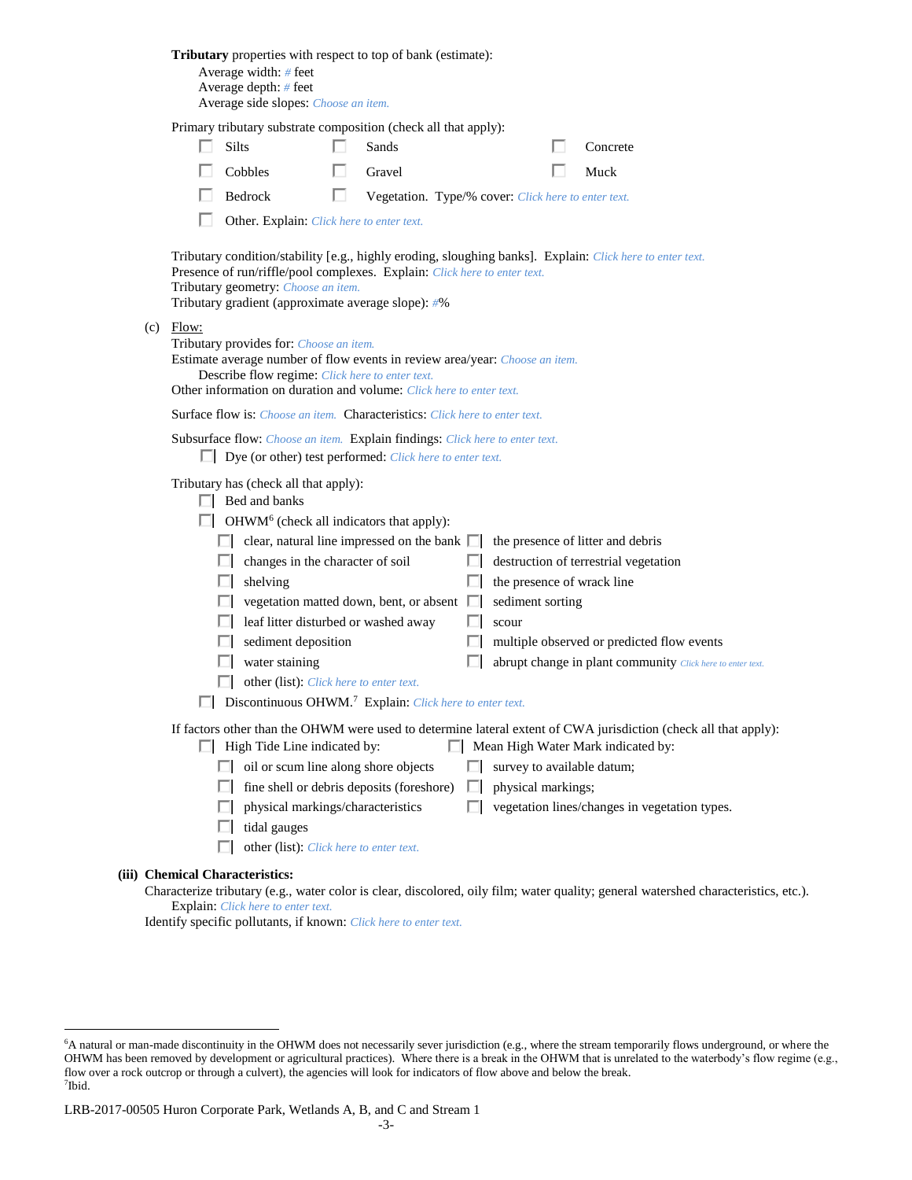**Tributary** properties with respect to top of bank (estimate):

Average width: # feet
Average depth: # feet
Average side slopes: Choose an item.

Primary tributary substrate composition (check all that apply):

- ☐ Silts
- ☐ Sands
- ☐ Concrete
- ☐ Cobbles
- ☐ Gravel
- ☐ Muck
- ☐ Bedrock
- ☐ Vegetation. Type/% cover: Click here to enter text.
- ☐ Other. Explain: Click here to enter text.

Tributary condition/stability [e.g., highly eroding, sloughing banks]. Explain: Click here to enter text.
Presence of run/riffle/pool complexes. Explain: Click here to enter text.
Tributary geometry: Choose an item.
Tributary gradient (approximate average slope): #%

(c) Flow:

Tributary provides for: Choose an item.
Estimate average number of flow events in review area/year: Choose an item.
Describe flow regime: Click here to enter text.
Other information on duration and volume: Click here to enter text.

Surface flow is: Choose an item. Characteristics: Click here to enter text.

Subsurface flow: Choose an item. Explain findings: Click here to enter text.
☐ Dye (or other) test performed: Click here to enter text.

Tributary has (check all that apply):

- ☐ Bed and banks
- ☐ OHWM[6] (check all indicators that apply):
  - ☐ clear, natural line impressed on the bank
  - ☐ the presence of litter and debris
  - ☐ changes in the character of soil
  - ☐ destruction of terrestrial vegetation
  - ☐ shelving
  - ☐ the presence of wrack line
  - ☐ vegetation matted down, bent, or absent
  - ☐ sediment sorting
  - ☐ leaf litter disturbed or washed away
  - ☐ scour
  - ☐ sediment deposition
  - ☐ multiple observed or predicted flow events
  - ☐ water staining
  - ☐ abrupt change in plant community Click here to enter text.
  - ☐ other (list): Click here to enter text.
- ☐ Discontinuous OHWM.[7] Explain: Click here to enter text.

If factors other than the OHWM were used to determine lateral extent of CWA jurisdiction (check all that apply):

- ☐ High Tide Line indicated by:
  - ☐ oil or scum line along shore objects
  - ☐ fine shell or debris deposits (foreshore)
  - ☐ physical markings/characteristics
  - ☐ tidal gauges
  - ☐ other (list): Click here to enter text.
- ☐ Mean High Water Mark indicated by:
  - ☐ survey to available datum;
  - ☐ physical markings;
  - ☐ vegetation lines/changes in vegetation types.

**(iii) Chemical Characteristics:**

Characterize tributary (e.g., water color is clear, discolored, oily film; water quality; general watershed characteristics, etc.).
Explain: Click here to enter text.
Identify specific pollutants, if known: Click here to enter text.

---

[6] A natural or man-made discontinuity in the OHWM does not necessarily sever jurisdiction (e.g., where the stream temporarily flows underground, or where the OHWM has been removed by development or agricultural practices). Where there is a break in the OHWM that is unrelated to the waterbody's flow regime (e.g., flow over a rock outcrop or through a culvert), the agencies will look for indicators of flow above and below the break.
[7] Ibid.

LRB-2017-00505 Huron Corporate Park, Wetlands A, B, and C and Stream 1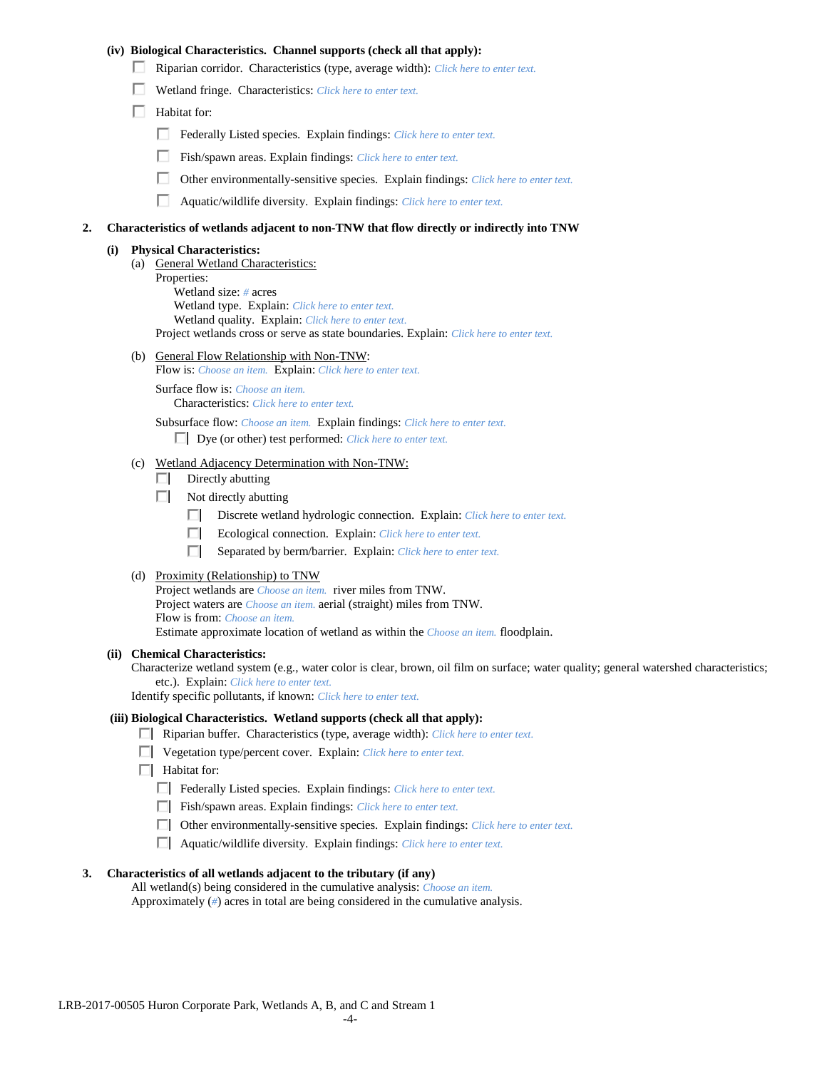**(iv) Biological Characteristics. Channel supports (check all that apply):**

- ☐ Riparian corridor. Characteristics (type, average width): *Click here to enter text.*
- ☐ Wetland fringe. Characteristics: *Click here to enter text.*
- ☐ Habitat for:
  - ☐ Federally Listed species. Explain findings: *Click here to enter text.*
  - ☐ Fish/spawn areas. Explain findings: *Click here to enter text.*
  - ☐ Other environmentally-sensitive species. Explain findings: *Click here to enter text.*
  - ☐ Aquatic/wildlife diversity. Explain findings: *Click here to enter text.*

**2. Characteristics of wetlands adjacent to non-TNW that flow directly or indirectly into TNW**

**(i) Physical Characteristics:**

(a) General Wetland Characteristics:

Properties:

Wetland size: *#* acres

Wetland type. Explain: *Click here to enter text.*

Wetland quality. Explain: *Click here to enter text.*

Project wetlands cross or serve as state boundaries. Explain: *Click here to enter text.*

(b) General Flow Relationship with Non-TNW:

Flow is: *Choose an item.* Explain: *Click here to enter text.*

Surface flow is: *Choose an item.*

Characteristics: *Click here to enter text.*

Subsurface flow: *Choose an item.* Explain findings: *Click here to enter text.*

- ☐ Dye (or other) test performed: *Click here to enter text.*

(c) Wetland Adjacency Determination with Non-TNW:

- ☐ Directly abutting
- ☐ Not directly abutting
  - ☐ Discrete wetland hydrologic connection. Explain: *Click here to enter text.*
  - ☐ Ecological connection. Explain: *Click here to enter text.*
  - ☐ Separated by berm/barrier. Explain: *Click here to enter text.*

(d) Proximity (Relationship) to TNW

Project wetlands are *Choose an item.* river miles from TNW.

Project waters are *Choose an item.* aerial (straight) miles from TNW.

Flow is from: *Choose an item.*

Estimate approximate location of wetland as within the *Choose an item.* floodplain.

**(ii) Chemical Characteristics:**

Characterize wetland system (e.g., water color is clear, brown, oil film on surface; water quality; general watershed characteristics; etc.). Explain: *Click here to enter text.*

Identify specific pollutants, if known: *Click here to enter text.*

**(iii) Biological Characteristics. Wetland supports (check all that apply):**

- ☐ Riparian buffer. Characteristics (type, average width): *Click here to enter text.*
- ☐ Vegetation type/percent cover. Explain: *Click here to enter text.*
- ☐ Habitat for:
  - ☐ Federally Listed species. Explain findings: *Click here to enter text.*
  - ☐ Fish/spawn areas. Explain findings: *Click here to enter text.*
  - ☐ Other environmentally-sensitive species. Explain findings: *Click here to enter text.*
  - ☐ Aquatic/wildlife diversity. Explain findings: *Click here to enter text.*

**3. Characteristics of all wetlands adjacent to the tributary (if any)**

All wetland(s) being considered in the cumulative analysis: *Choose an item.*

Approximately (*#*) acres in total are being considered in the cumulative analysis.

LRB-2017-00505 Huron Corporate Park, Wetlands A, B, and C and Stream 1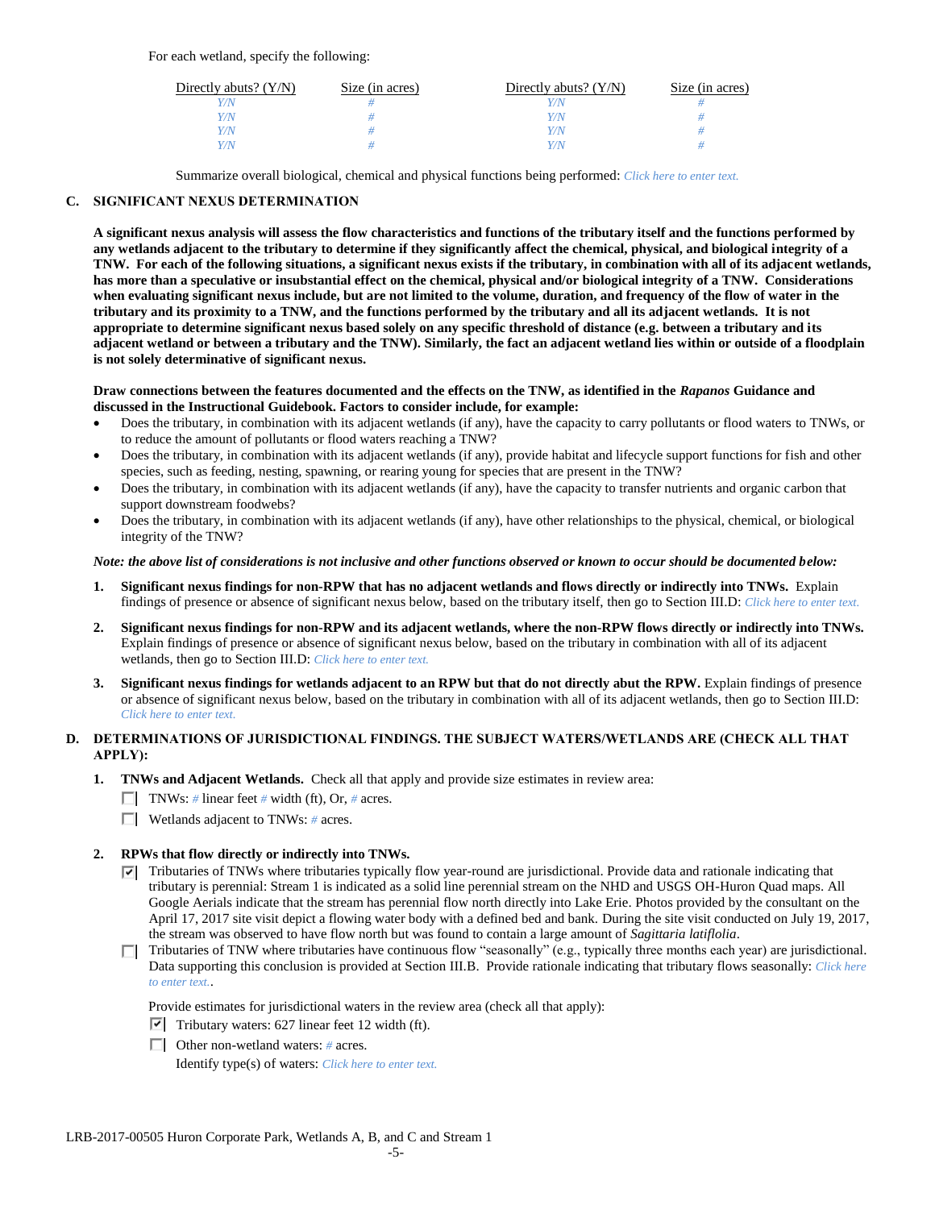For each wetland, specify the following:

| Directly abuts? (Y/N) | Size (in acres) | Directly abuts? (Y/N) | Size (in acres) |
|---|---|---|---|
| Y/N | # | Y/N | # |
| Y/N | # | Y/N | # |
| Y/N | # | Y/N | # |
| Y/N | # | Y/N | # |

Summarize overall biological, chemical and physical functions being performed: *Click here to enter text.*

## C. SIGNIFICANT NEXUS DETERMINATION

**A significant nexus analysis will assess the flow characteristics and functions of the tributary itself and the functions performed by any wetlands adjacent to the tributary to determine if they significantly affect the chemical, physical, and biological integrity of a TNW. For each of the following situations, a significant nexus exists if the tributary, in combination with all of its adjacent wetlands, has more than a speculative or insubstantial effect on the chemical, physical and/or biological integrity of a TNW. Considerations when evaluating significant nexus include, but are not limited to the volume, duration, and frequency of the flow of water in the tributary and its proximity to a TNW, and the functions performed by the tributary and all its adjacent wetlands. It is not appropriate to determine significant nexus based solely on any specific threshold of distance (e.g. between a tributary and its adjacent wetland or between a tributary and the TNW). Similarly, the fact an adjacent wetland lies within or outside of a floodplain is not solely determinative of significant nexus.**

**Draw connections between the features documented and the effects on the TNW, as identified in the *Rapanos* Guidance and discussed in the Instructional Guidebook. Factors to consider include, for example:**

- Does the tributary, in combination with its adjacent wetlands (if any), have the capacity to carry pollutants or flood waters to TNWs, or to reduce the amount of pollutants or flood waters reaching a TNW?
- Does the tributary, in combination with its adjacent wetlands (if any), provide habitat and lifecycle support functions for fish and other species, such as feeding, nesting, spawning, or rearing young for species that are present in the TNW?
- Does the tributary, in combination with its adjacent wetlands (if any), have the capacity to transfer nutrients and organic carbon that support downstream foodwebs?
- Does the tributary, in combination with its adjacent wetlands (if any), have other relationships to the physical, chemical, or biological integrity of the TNW?

***Note: the above list of considerations is not inclusive and other functions observed or known to occur should be documented below:***

1. **Significant nexus findings for non-RPW that has no adjacent wetlands and flows directly or indirectly into TNWs.** Explain findings of presence or absence of significant nexus below, based on the tributary itself, then go to Section III.D: *Click here to enter text.*

2. **Significant nexus findings for non-RPW and its adjacent wetlands, where the non-RPW flows directly or indirectly into TNWs.** Explain findings of presence or absence of significant nexus below, based on the tributary in combination with all of its adjacent wetlands, then go to Section III.D: *Click here to enter text.*

3. **Significant nexus findings for wetlands adjacent to an RPW but that do not directly abut the RPW.** Explain findings of presence or absence of significant nexus below, based on the tributary in combination with all of its adjacent wetlands, then go to Section III.D: *Click here to enter text.*

## D. DETERMINATIONS OF JURISDICTIONAL FINDINGS. THE SUBJECT WATERS/WETLANDS ARE (CHECK ALL THAT APPLY):

1. **TNWs and Adjacent Wetlands.** Check all that apply and provide size estimates in review area:
   - ☐ TNWs: # linear feet # width (ft), Or, # acres.
   - ☐ Wetlands adjacent to TNWs: # acres.

2. **RPWs that flow directly or indirectly into TNWs.**
   - ☑ Tributaries of TNWs where tributaries typically flow year-round are jurisdictional. Provide data and rationale indicating that tributary is perennial: Stream 1 is indicated as a solid line perennial stream on the NHD and USGS OH-Huron Quad maps. All Google Aerials indicate that the stream has perennial flow north directly into Lake Erie. Photos provided by the consultant on the April 17, 2017 site visit depict a flowing water body with a defined bed and bank. During the site visit conducted on July 19, 2017, the stream was observed to have flow north but was found to contain a large amount of *Sagittaria latiflolia*.
   - ☐ Tributaries of TNW where tributaries have continuous flow "seasonally" (e.g., typically three months each year) are jurisdictional. Data supporting this conclusion is provided at Section III.B. Provide rationale indicating that tributary flows seasonally: *Click here to enter text.*.

   Provide estimates for jurisdictional waters in the review area (check all that apply):
   - ☑ Tributary waters: 627 linear feet 12 width (ft).
   - ☐ Other non-wetland waters: # acres.

     Identify type(s) of waters: *Click here to enter text.*

LRB-2017-00505 Huron Corporate Park, Wetlands A, B, and C and Stream 1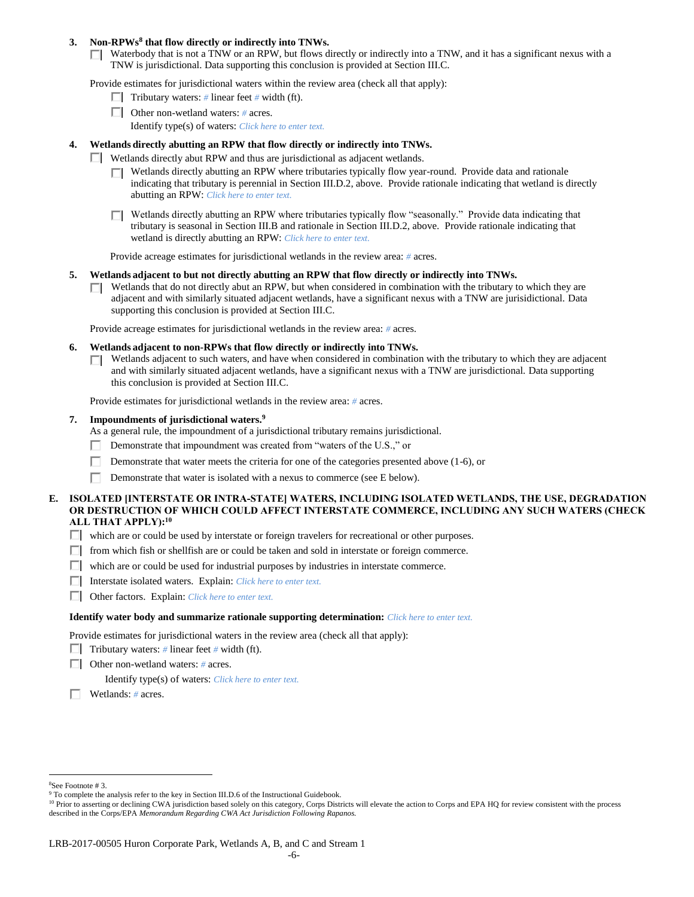**3. Non-RPWs[8] that flow directly or indirectly into TNWs.**

☐ Waterbody that is not a TNW or an RPW, but flows directly or indirectly into a TNW, and it has a significant nexus with a TNW is jurisdictional. Data supporting this conclusion is provided at Section III.C.

Provide estimates for jurisdictional waters within the review area (check all that apply):

- ☐ Tributary waters: # linear feet # width (ft).
- ☐ Other non-wetland waters: # acres.

  Identify type(s) of waters: *Click here to enter text.*

**4. Wetlands directly abutting an RPW that flow directly or indirectly into TNWs.**

☐ Wetlands directly abut RPW and thus are jurisdictional as adjacent wetlands.

- ☐ Wetlands directly abutting an RPW where tributaries typically flow year-round. Provide data and rationale indicating that tributary is perennial in Section III.D.2, above. Provide rationale indicating that wetland is directly abutting an RPW: *Click here to enter text.*

- ☐ Wetlands directly abutting an RPW where tributaries typically flow "seasonally." Provide data indicating that tributary is seasonal in Section III.B and rationale in Section III.D.2, above. Provide rationale indicating that wetland is directly abutting an RPW: *Click here to enter text.*

Provide acreage estimates for jurisdictional wetlands in the review area: # acres.

**5. Wetlands adjacent to but not directly abutting an RPW that flow directly or indirectly into TNWs.**

☐ Wetlands that do not directly abut an RPW, but when considered in combination with the tributary to which they are adjacent and with similarly situated adjacent wetlands, have a significant nexus with a TNW are jurisidictional. Data supporting this conclusion is provided at Section III.C.

Provide acreage estimates for jurisdictional wetlands in the review area: # acres.

**6. Wetlands adjacent to non-RPWs that flow directly or indirectly into TNWs.**

☐ Wetlands adjacent to such waters, and have when considered in combination with the tributary to which they are adjacent and with similarly situated adjacent wetlands, have a significant nexus with a TNW are jurisdictional. Data supporting this conclusion is provided at Section III.C.

Provide estimates for jurisdictional wetlands in the review area: # acres.

**7. Impoundments of jurisdictional waters.[9]**

As a general rule, the impoundment of a jurisdictional tributary remains jurisdictional.

- ☐ Demonstrate that impoundment was created from "waters of the U.S.," or
- ☐ Demonstrate that water meets the criteria for one of the categories presented above (1-6), or
- ☐ Demonstrate that water is isolated with a nexus to commerce (see E below).

**E. ISOLATED [INTERSTATE OR INTRA-STATE] WATERS, INCLUDING ISOLATED WETLANDS, THE USE, DEGRADATION OR DESTRUCTION OF WHICH COULD AFFECT INTERSTATE COMMERCE, INCLUDING ANY SUCH WATERS (CHECK ALL THAT APPLY):[10]**

- ☐ which are or could be used by interstate or foreign travelers for recreational or other purposes.
- ☐ from which fish or shellfish are or could be taken and sold in interstate or foreign commerce.
- ☐ which are or could be used for industrial purposes by industries in interstate commerce.
- ☐ Interstate isolated waters. Explain: *Click here to enter text.*
- ☐ Other factors. Explain: *Click here to enter text.*

**Identify water body and summarize rationale supporting determination:** *Click here to enter text.*

Provide estimates for jurisdictional waters in the review area (check all that apply):

- ☐ Tributary waters: # linear feet # width (ft).
- ☐ Other non-wetland waters: # acres.

  Identify type(s) of waters: *Click here to enter text.*

- ☐ Wetlands: # acres.

---

[8] See Footnote # 3.

[9] To complete the analysis refer to the key in Section III.D.6 of the Instructional Guidebook.

[10] Prior to asserting or declining CWA jurisdiction based solely on this category, Corps Districts will elevate the action to Corps and EPA HQ for review consistent with the process described in the Corps/EPA *Memorandum Regarding CWA Act Jurisdiction Following Rapanos.*

LRB-2017-00505 Huron Corporate Park, Wetlands A, B, and C and Stream 1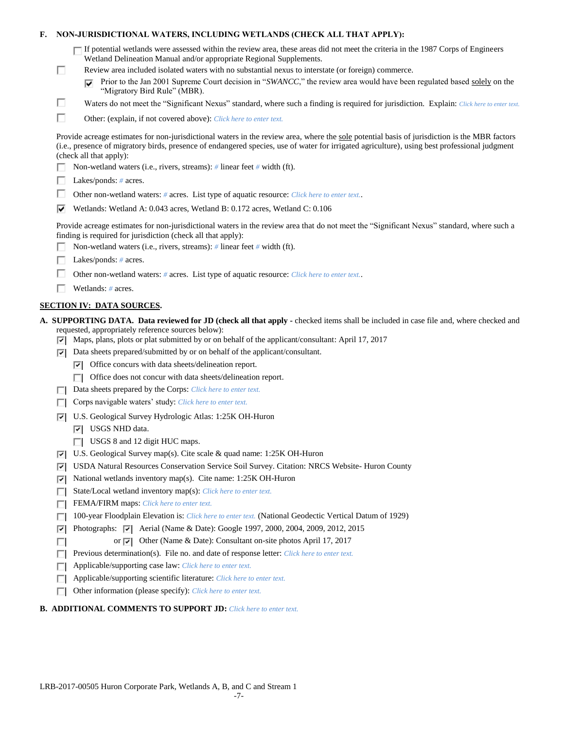## F. NON-JURISDICTIONAL WATERS, INCLUDING WETLANDS (CHECK ALL THAT APPLY):

- ☐ If potential wetlands were assessed within the review area, these areas did not meet the criteria in the 1987 Corps of Engineers Wetland Delineation Manual and/or appropriate Regional Supplements.
- ☐ Review area included isolated waters with no substantial nexus to interstate (or foreign) commerce.
  - ☑ Prior to the Jan 2001 Supreme Court decision in "*SWANCC*," the review area would have been regulated based solely on the "Migratory Bird Rule" (MBR).
- ☐ Waters do not meet the "Significant Nexus" standard, where such a finding is required for jurisdiction. Explain: *Click here to enter text.*
- ☐ Other: (explain, if not covered above): *Click here to enter text.*

Provide acreage estimates for non-jurisdictional waters in the review area, where the sole potential basis of jurisdiction is the MBR factors (i.e., presence of migratory birds, presence of endangered species, use of water for irrigated agriculture), using best professional judgment (check all that apply):

- ☐ Non-wetland waters (i.e., rivers, streams): *#* linear feet *#* width (ft).
- ☐ Lakes/ponds: *#* acres.
- ☐ Other non-wetland waters: *#* acres. List type of aquatic resource: *Click here to enter text.*.
- ☑ Wetlands: Wetland A: 0.043 acres, Wetland B: 0.172 acres, Wetland C: 0.106

Provide acreage estimates for non-jurisdictional waters in the review area that do not meet the "Significant Nexus" standard, where such a finding is required for jurisdiction (check all that apply):

- ☐ Non-wetland waters (i.e., rivers, streams): *#* linear feet *#* width (ft).
- ☐ Lakes/ponds: *#* acres.
- ☐ Other non-wetland waters: *#* acres. List type of aquatic resource: *Click here to enter text.*.
- ☐ Wetlands: *#* acres.

## SECTION IV: DATA SOURCES.

**A. SUPPORTING DATA. Data reviewed for JD (check all that apply** - checked items shall be included in case file and, where checked and requested, appropriately reference sources below):

- ☑ Maps, plans, plots or plat submitted by or on behalf of the applicant/consultant: April 17, 2017
- ☑ Data sheets prepared/submitted by or on behalf of the applicant/consultant.
  - ☑ Office concurs with data sheets/delineation report.
  - ☐ Office does not concur with data sheets/delineation report.
- ☐ Data sheets prepared by the Corps: *Click here to enter text.*
- ☐ Corps navigable waters' study: *Click here to enter text.*
- ☑ U.S. Geological Survey Hydrologic Atlas: 1:25K OH-Huron
  - ☑ USGS NHD data.
  - ☐ USGS 8 and 12 digit HUC maps.
- ☑ U.S. Geological Survey map(s). Cite scale & quad name: 1:25K OH-Huron
- ☑ USDA Natural Resources Conservation Service Soil Survey. Citation: NRCS Website- Huron County
- ☑ National wetlands inventory map(s). Cite name: 1:25K OH-Huron
- ☐ State/Local wetland inventory map(s): *Click here to enter text.*
- ☐ FEMA/FIRM maps: *Click here to enter text.*
- ☐ 100-year Floodplain Elevation is: *Click here to enter text.* (National Geodectic Vertical Datum of 1929)
- ☑ Photographs: ☑ Aerial (Name & Date): Google 1997, 2000, 2004, 2009, 2012, 2015
- ☐ or ☑ Other (Name & Date): Consultant on-site photos April 17, 2017
- ☐ Previous determination(s). File no. and date of response letter: *Click here to enter text.*
- ☐ Applicable/supporting case law: *Click here to enter text.*
- ☐ Applicable/supporting scientific literature: *Click here to enter text.*
- ☐ Other information (please specify): *Click here to enter text.*

**B. ADDITIONAL COMMENTS TO SUPPORT JD:** *Click here to enter text.*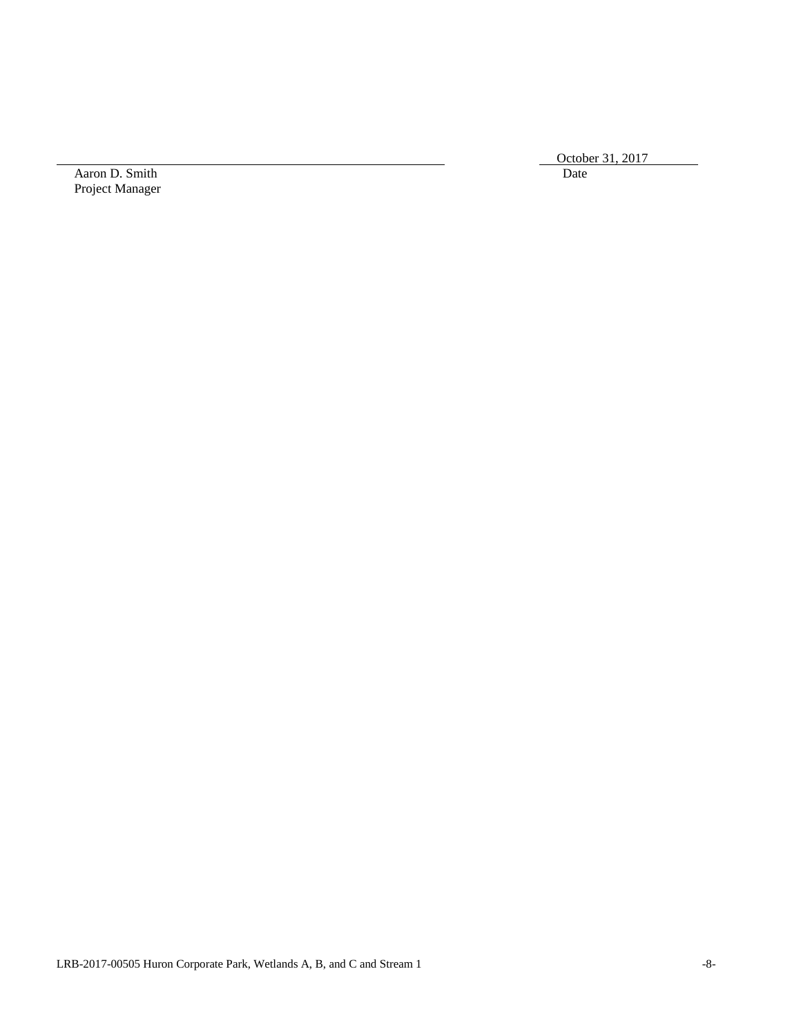Aaron D. Smith
Project Manager

October 31, 2017
Date